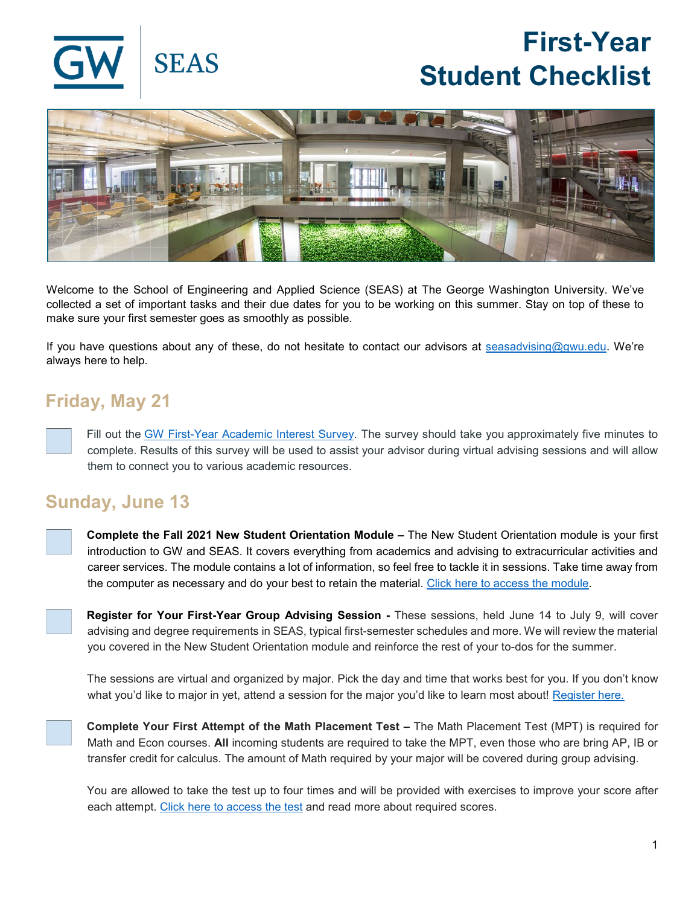GW | SEAS

# First-Year Student Checklist

Welcome to the School of Engineering and Applied Science (SEAS) at The George Washington University. We've collected a set of important tasks and their due dates for you to be working on this summer. Stay on top of these to make sure your first semester goes as smoothly as possible.

If you have questions about any of these, do not hesitate to contact our advisors at seasadvising@gwu.edu. We're always here to help.

## Friday, May 21

- [ ] Fill out the GW First-Year Academic Interest Survey. The survey should take you approximately five minutes to complete. Results of this survey will be used to assist your advisor during virtual advising sessions and will allow them to connect you to various academic resources.

## Sunday, June 13

- [ ] **Complete the Fall 2021 New Student Orientation Module –** The New Student Orientation module is your first introduction to GW and SEAS. It covers everything from academics and advising to extracurricular activities and career services. The module contains a lot of information, so feel free to tackle it in sessions. Take time away from the computer as necessary and do your best to retain the material. Click here to access the module.

- [ ] **Register for Your First-Year Group Advising Session -** These sessions, held June 14 to July 9, will cover advising and degree requirements in SEAS, typical first-semester schedules and more. We will review the material you covered in the New Student Orientation module and reinforce the rest of your to-dos for the summer.

  The sessions are virtual and organized by major. Pick the day and time that works best for you. If you don't know what you'd like to major in yet, attend a session for the major you'd like to learn most about! Register here.

- [ ] **Complete Your First Attempt of the Math Placement Test –** The Math Placement Test (MPT) is required for Math and Econ courses. **All** incoming students are required to take the MPT, even those who are bring AP, IB or transfer credit for calculus. The amount of Math required by your major will be covered during group advising.

  You are allowed to take the test up to four times and will be provided with exercises to improve your score after each attempt. Click here to access the test and read more about required scores.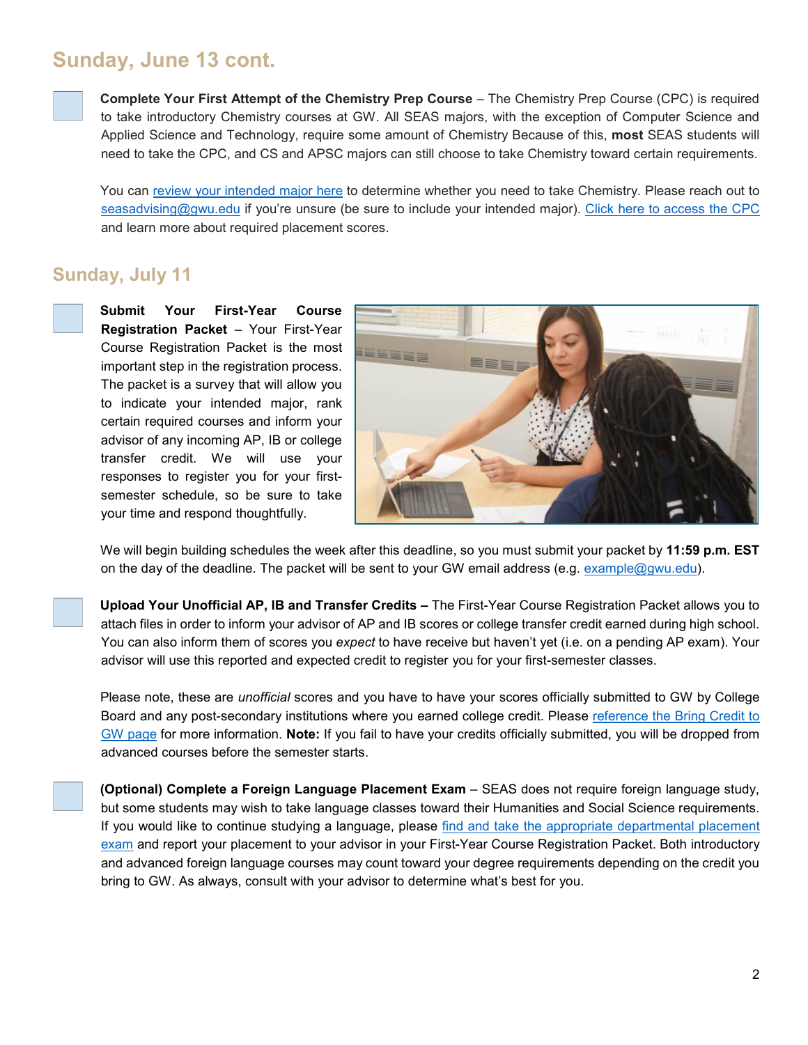## Sunday, June 13 cont.

**Complete Your First Attempt of the Chemistry Prep Course** – The Chemistry Prep Course (CPC) is required to take introductory Chemistry courses at GW. All SEAS majors, with the exception of Computer Science and Applied Science and Technology, require some amount of Chemistry Because of this, **most** SEAS students will need to take the CPC, and CS and APSC majors can still choose to take Chemistry toward certain requirements.

You can review your intended major here to determine whether you need to take Chemistry. Please reach out to seasadvising@gwu.edu if you're unsure (be sure to include your intended major). Click here to access the CPC and learn more about required placement scores.

## Sunday, July 11

**Submit Your First-Year Course Registration Packet** – Your First-Year Course Registration Packet is the most important step in the registration process. The packet is a survey that will allow you to indicate your intended major, rank certain required courses and inform your advisor of any incoming AP, IB or college transfer credit. We will use your responses to register you for your first-semester schedule, so be sure to take your time and respond thoughtfully.

We will begin building schedules the week after this deadline, so you must submit your packet by **11:59 p.m. EST** on the day of the deadline. The packet will be sent to your GW email address (e.g. example@gwu.edu).

**Upload Your Unofficial AP, IB and Transfer Credits –** The First-Year Course Registration Packet allows you to attach files in order to inform your advisor of AP and IB scores or college transfer credit earned during high school. You can also inform them of scores you *expect* to have receive but haven't yet (i.e. on a pending AP exam). Your advisor will use this reported and expected credit to register you for your first-semester classes.

Please note, these are *unofficial* scores and you have to have your scores officially submitted to GW by College Board and any post-secondary institutions where you earned college credit. Please reference the Bring Credit to GW page for more information. **Note:** If you fail to have your credits officially submitted, you will be dropped from advanced courses before the semester starts.

**(Optional) Complete a Foreign Language Placement Exam** – SEAS does not require foreign language study, but some students may wish to take language classes toward their Humanities and Social Science requirements. If you would like to continue studying a language, please find and take the appropriate departmental placement exam and report your placement to your advisor in your First-Year Course Registration Packet. Both introductory and advanced foreign language courses may count toward your degree requirements depending on the credit you bring to GW. As always, consult with your advisor to determine what's best for you.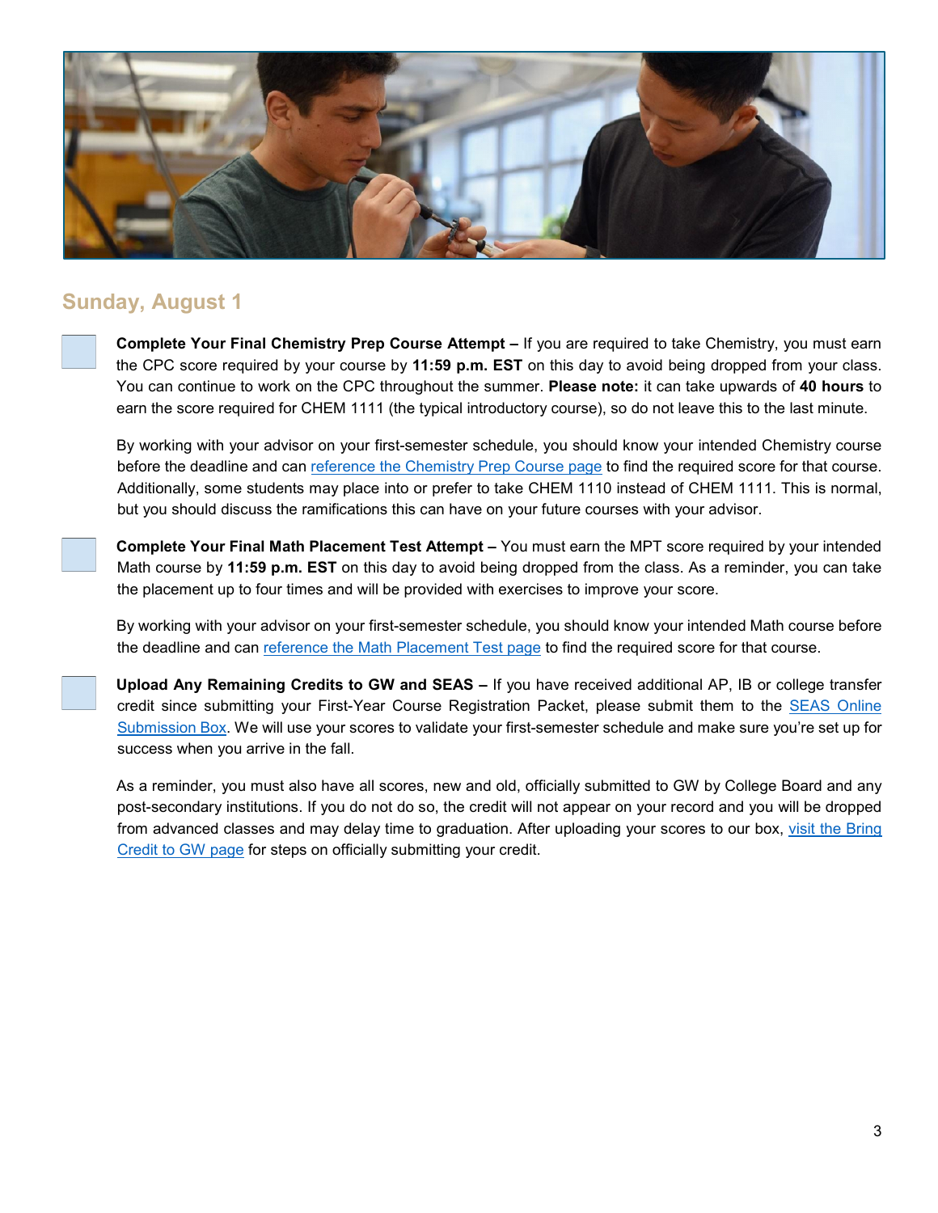## Sunday, August 1

- [ ] **Complete Your Final Chemistry Prep Course Attempt –** If you are required to take Chemistry, you must earn the CPC score required by your course by **11:59 p.m. EST** on this day to avoid being dropped from your class. You can continue to work on the CPC throughout the summer. **Please note:** it can take upwards of **40 hours** to earn the score required for CHEM 1111 (the typical introductory course), so do not leave this to the last minute.

  By working with your advisor on your first-semester schedule, you should know your intended Chemistry course before the deadline and can reference the Chemistry Prep Course page to find the required score for that course. Additionally, some students may place into or prefer to take CHEM 1110 instead of CHEM 1111. This is normal, but you should discuss the ramifications this can have on your future courses with your advisor.

- [ ] **Complete Your Final Math Placement Test Attempt –** You must earn the MPT score required by your intended Math course by **11:59 p.m. EST** on this day to avoid being dropped from the class. As a reminder, you can take the placement up to four times and will be provided with exercises to improve your score.

  By working with your advisor on your first-semester schedule, you should know your intended Math course before the deadline and can reference the Math Placement Test page to find the required score for that course.

- [ ] **Upload Any Remaining Credits to GW and SEAS –** If you have received additional AP, IB or college transfer credit since submitting your First-Year Course Registration Packet, please submit them to the SEAS Online Submission Box. We will use your scores to validate your first-semester schedule and make sure you're set up for success when you arrive in the fall.

  As a reminder, you must also have all scores, new and old, officially submitted to GW by College Board and any post-secondary institutions. If you do not do so, the credit will not appear on your record and you will be dropped from advanced classes and may delay time to graduation. After uploading your scores to our box, visit the Bring Credit to GW page for steps on officially submitting your credit.